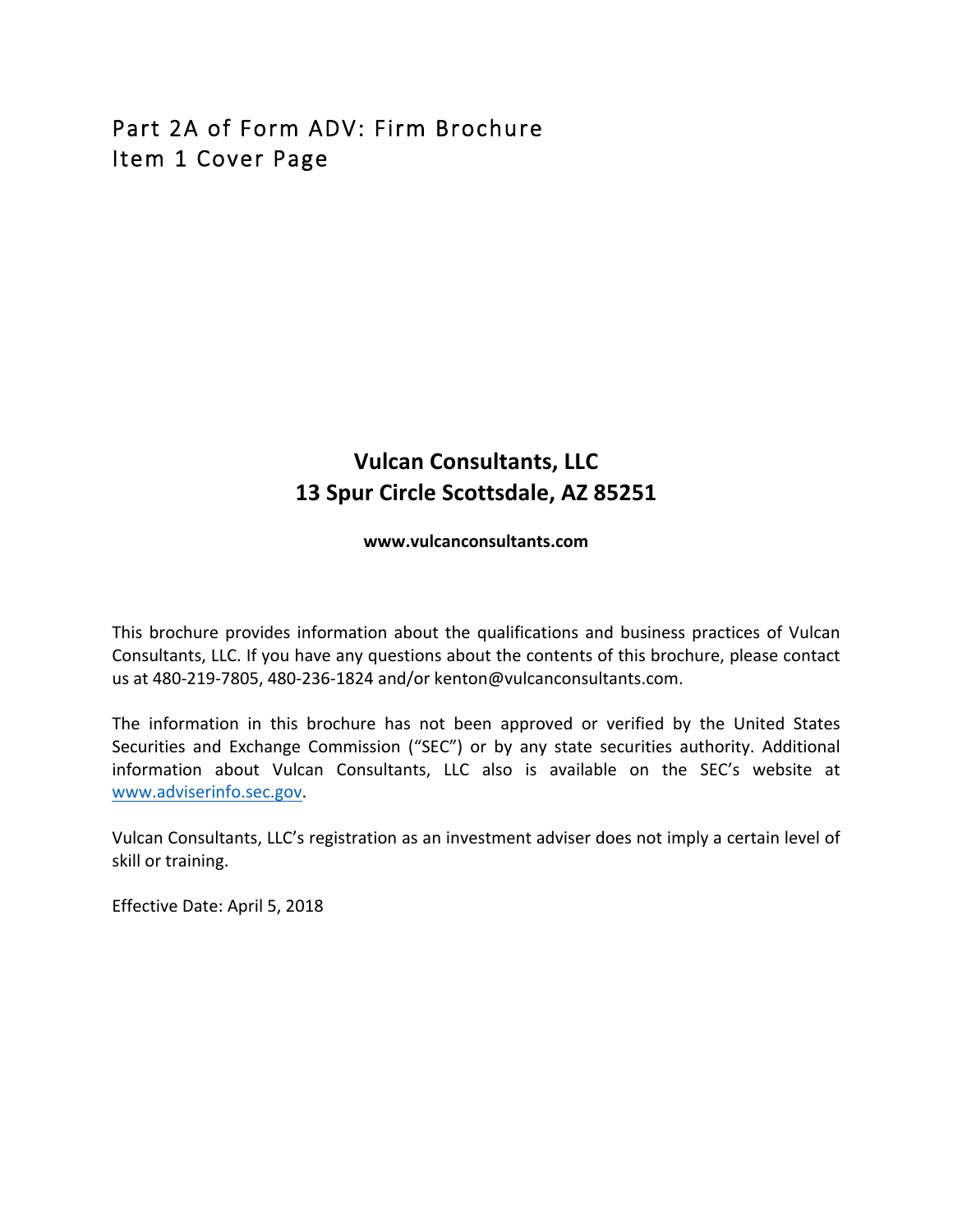# Part 2A of Form ADV: Firm Brochure
## Item 1 Cover Page

**Vulcan Consultants, LLC**
**13 Spur Circle Scottsdale, AZ 85251**

**www.vulcanconsultants.com**

This brochure provides information about the qualifications and business practices of Vulcan Consultants, LLC. If you have any questions about the contents of this brochure, please contact us at 480-219-7805, 480-236-1824 and/or kenton@vulcanconsultants.com.

The information in this brochure has not been approved or verified by the United States Securities and Exchange Commission ("SEC") or by any state securities authority. Additional information about Vulcan Consultants, LLC also is available on the SEC's website at www.adviserinfo.sec.gov.

Vulcan Consultants, LLC's registration as an investment adviser does not imply a certain level of skill or training.

Effective Date: April 5, 2018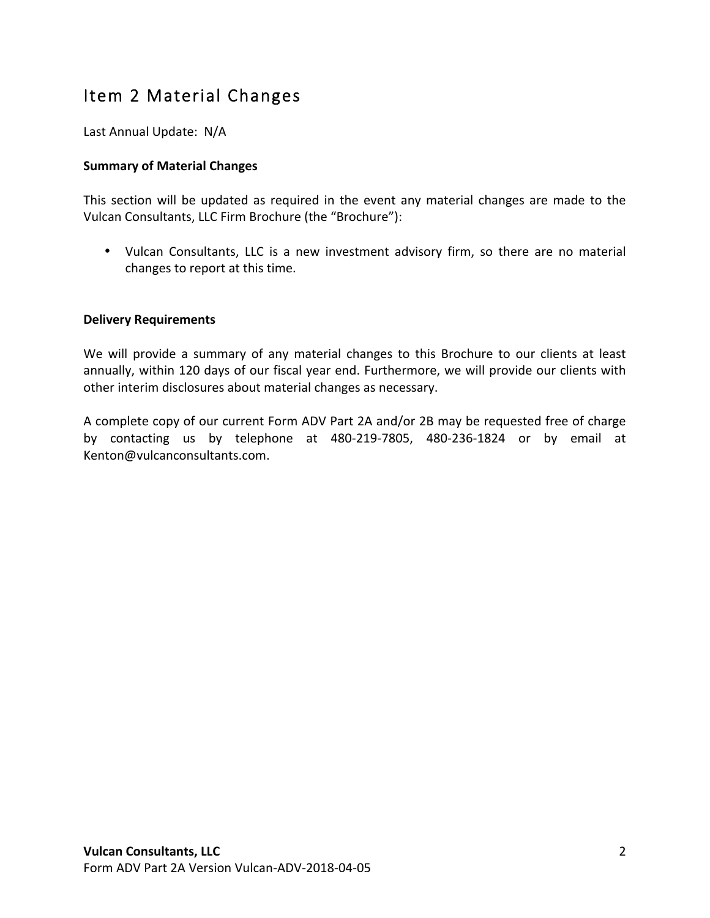# Item 2 Material Changes

Last Annual Update: N/A

**Summary of Material Changes**

This section will be updated as required in the event any material changes are made to the Vulcan Consultants, LLC Firm Brochure (the "Brochure"):

- Vulcan Consultants, LLC is a new investment advisory firm, so there are no material changes to report at this time.

**Delivery Requirements**

We will provide a summary of any material changes to this Brochure to our clients at least annually, within 120 days of our fiscal year end. Furthermore, we will provide our clients with other interim disclosures about material changes as necessary.

A complete copy of our current Form ADV Part 2A and/or 2B may be requested free of charge by contacting us by telephone at 480-219-7805, 480-236-1824 or by email at Kenton@vulcanconsultants.com.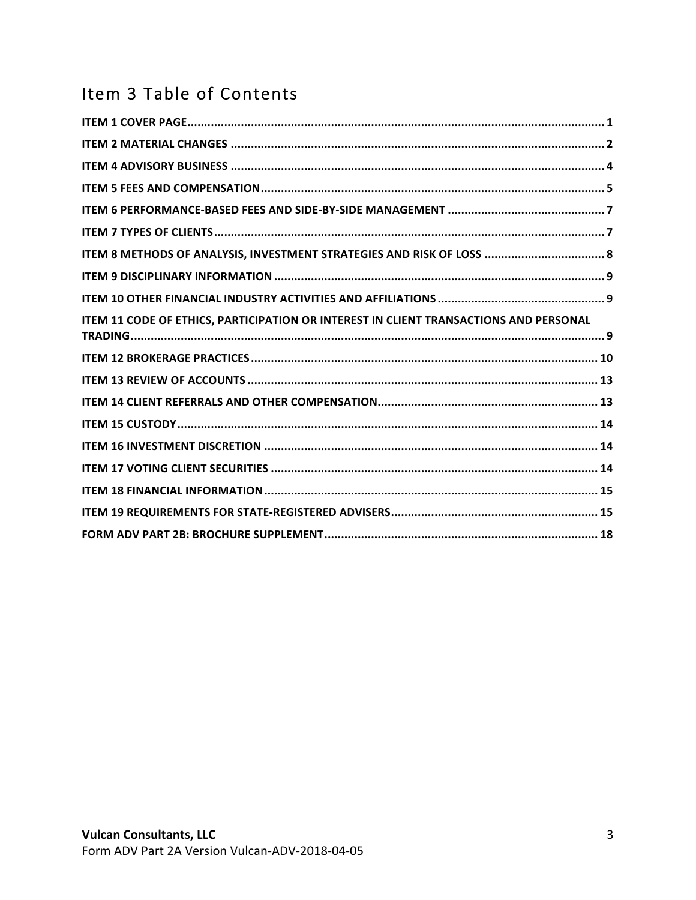# Item 3 Table of Contents

**ITEM 1 COVER PAGE** ........................................................ 1
**ITEM 2 MATERIAL CHANGES** ........................................................ 2
**ITEM 4 ADVISORY BUSINESS** ........................................................ 4
**ITEM 5 FEES AND COMPENSATION** ........................................................ 5
**ITEM 6 PERFORMANCE-BASED FEES AND SIDE-BY-SIDE MANAGEMENT** ........................................................ 7
**ITEM 7 TYPES OF CLIENTS** ........................................................ 7
**ITEM 8 METHODS OF ANALYSIS, INVESTMENT STRATEGIES AND RISK OF LOSS** ........................................................ 8
**ITEM 9 DISCIPLINARY INFORMATION** ........................................................ 9
**ITEM 10 OTHER FINANCIAL INDUSTRY ACTIVITIES AND AFFILIATIONS** ........................................................ 9
**ITEM 11 CODE OF ETHICS, PARTICIPATION OR INTEREST IN CLIENT TRANSACTIONS AND PERSONAL TRADING** ........................................................ 9
**ITEM 12 BROKERAGE PRACTICES** ........................................................ 10
**ITEM 13 REVIEW OF ACCOUNTS** ........................................................ 13
**ITEM 14 CLIENT REFERRALS AND OTHER COMPENSATION** ........................................................ 13
**ITEM 15 CUSTODY** ........................................................ 14
**ITEM 16 INVESTMENT DISCRETION** ........................................................ 14
**ITEM 17 VOTING CLIENT SECURITIES** ........................................................ 14
**ITEM 18 FINANCIAL INFORMATION** ........................................................ 15
**ITEM 19 REQUIREMENTS FOR STATE-REGISTERED ADVISERS** ........................................................ 15
**FORM ADV PART 2B: BROCHURE SUPPLEMENT** ........................................................ 18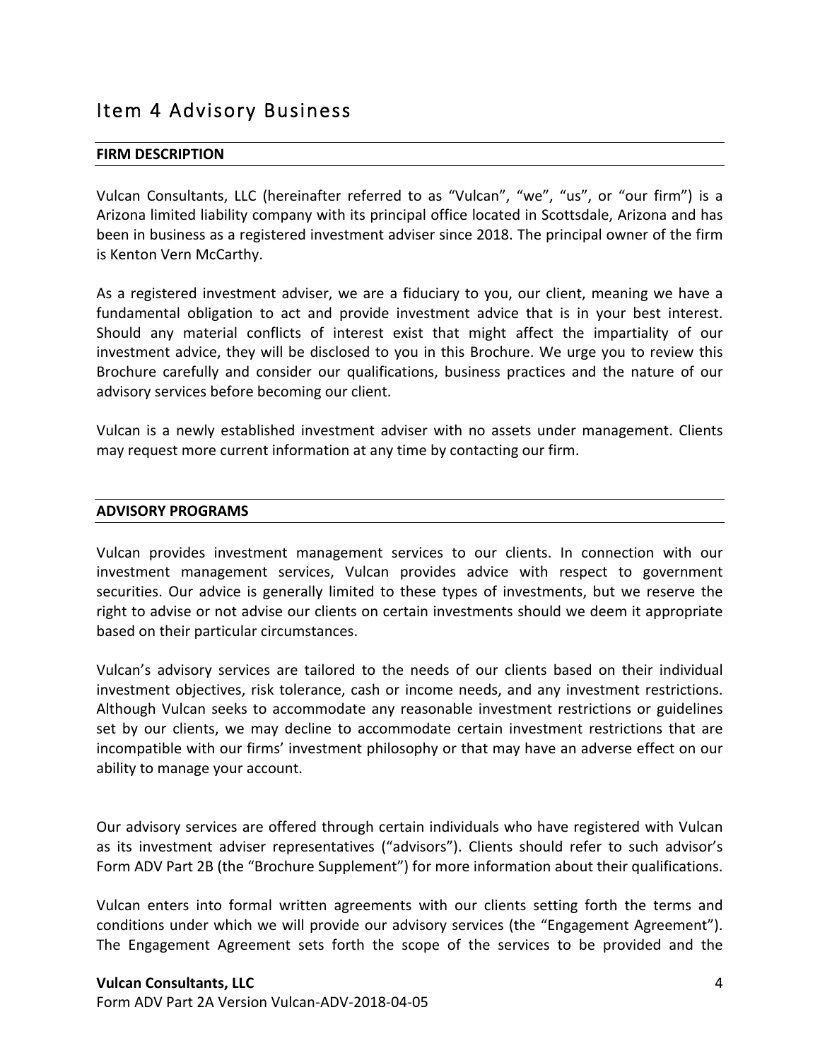# Item 4 Advisory Business

## FIRM DESCRIPTION

Vulcan Consultants, LLC (hereinafter referred to as "Vulcan", "we", "us", or "our firm") is a Arizona limited liability company with its principal office located in Scottsdale, Arizona and has been in business as a registered investment adviser since 2018. The principal owner of the firm is Kenton Vern McCarthy.

As a registered investment adviser, we are a fiduciary to you, our client, meaning we have a fundamental obligation to act and provide investment advice that is in your best interest. Should any material conflicts of interest exist that might affect the impartiality of our investment advice, they will be disclosed to you in this Brochure. We urge you to review this Brochure carefully and consider our qualifications, business practices and the nature of our advisory services before becoming our client.

Vulcan is a newly established investment adviser with no assets under management. Clients may request more current information at any time by contacting our firm.

## ADVISORY PROGRAMS

Vulcan provides investment management services to our clients. In connection with our investment management services, Vulcan provides advice with respect to government securities. Our advice is generally limited to these types of investments, but we reserve the right to advise or not advise our clients on certain investments should we deem it appropriate based on their particular circumstances.

Vulcan's advisory services are tailored to the needs of our clients based on their individual investment objectives, risk tolerance, cash or income needs, and any investment restrictions. Although Vulcan seeks to accommodate any reasonable investment restrictions or guidelines set by our clients, we may decline to accommodate certain investment restrictions that are incompatible with our firms' investment philosophy or that may have an adverse effect on our ability to manage your account.

Our advisory services are offered through certain individuals who have registered with Vulcan as its investment adviser representatives ("advisors"). Clients should refer to such advisor's Form ADV Part 2B (the "Brochure Supplement") for more information about their qualifications.

Vulcan enters into formal written agreements with our clients setting forth the terms and conditions under which we will provide our advisory services (the "Engagement Agreement"). The Engagement Agreement sets forth the scope of the services to be provided and the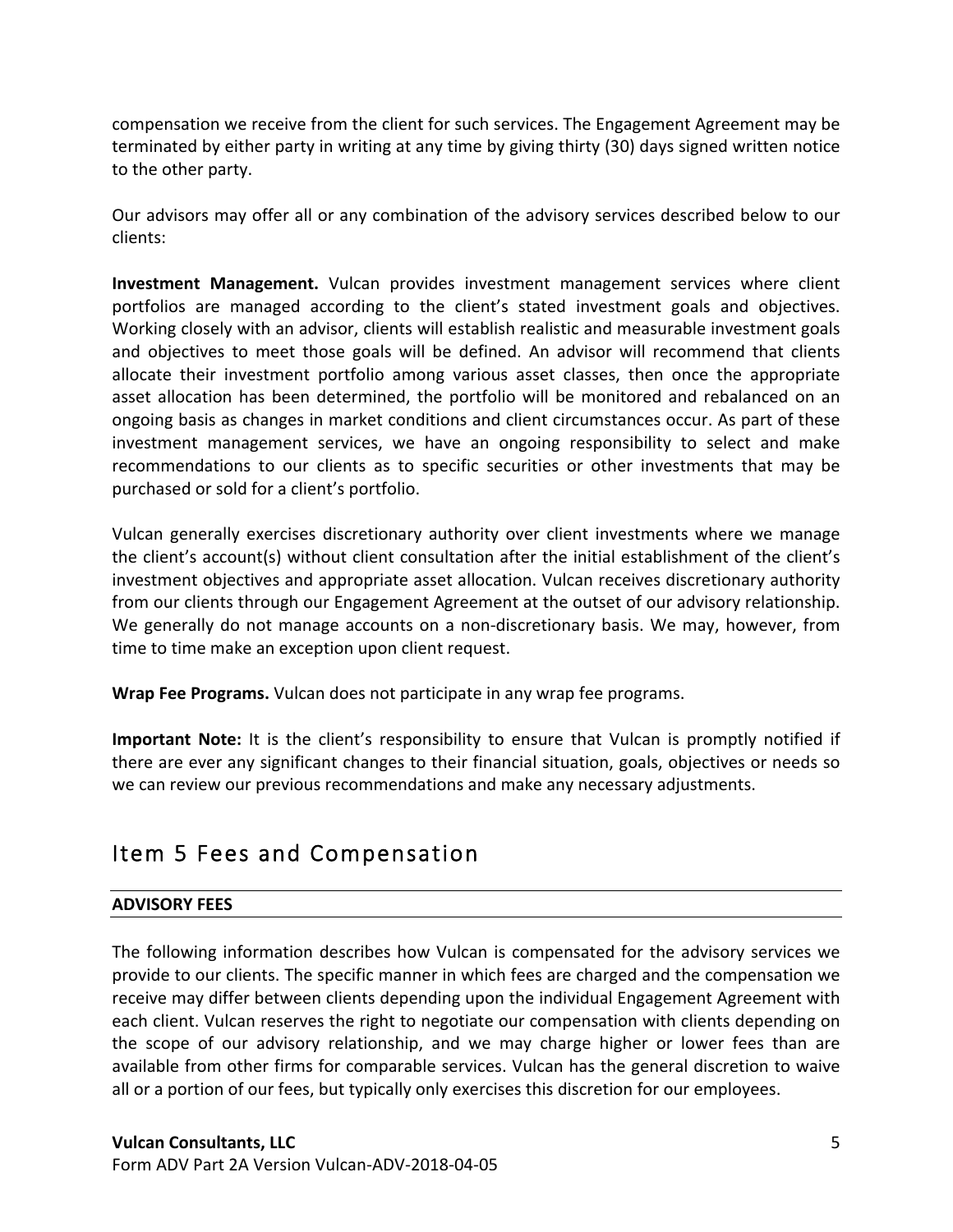compensation we receive from the client for such services. The Engagement Agreement may be terminated by either party in writing at any time by giving thirty (30) days signed written notice to the other party.

Our advisors may offer all or any combination of the advisory services described below to our clients:

**Investment Management.** Vulcan provides investment management services where client portfolios are managed according to the client's stated investment goals and objectives. Working closely with an advisor, clients will establish realistic and measurable investment goals and objectives to meet those goals will be defined. An advisor will recommend that clients allocate their investment portfolio among various asset classes, then once the appropriate asset allocation has been determined, the portfolio will be monitored and rebalanced on an ongoing basis as changes in market conditions and client circumstances occur. As part of these investment management services, we have an ongoing responsibility to select and make recommendations to our clients as to specific securities or other investments that may be purchased or sold for a client's portfolio.

Vulcan generally exercises discretionary authority over client investments where we manage the client's account(s) without client consultation after the initial establishment of the client's investment objectives and appropriate asset allocation. Vulcan receives discretionary authority from our clients through our Engagement Agreement at the outset of our advisory relationship. We generally do not manage accounts on a non-discretionary basis. We may, however, from time to time make an exception upon client request.

**Wrap Fee Programs.** Vulcan does not participate in any wrap fee programs.

**Important Note:** It is the client's responsibility to ensure that Vulcan is promptly notified if there are ever any significant changes to their financial situation, goals, objectives or needs so we can review our previous recommendations and make any necessary adjustments.

# Item 5 Fees and Compensation

**ADVISORY FEES**

The following information describes how Vulcan is compensated for the advisory services we provide to our clients. The specific manner in which fees are charged and the compensation we receive may differ between clients depending upon the individual Engagement Agreement with each client. Vulcan reserves the right to negotiate our compensation with clients depending on the scope of our advisory relationship, and we may charge higher or lower fees than are available from other firms for comparable services. Vulcan has the general discretion to waive all or a portion of our fees, but typically only exercises this discretion for our employees.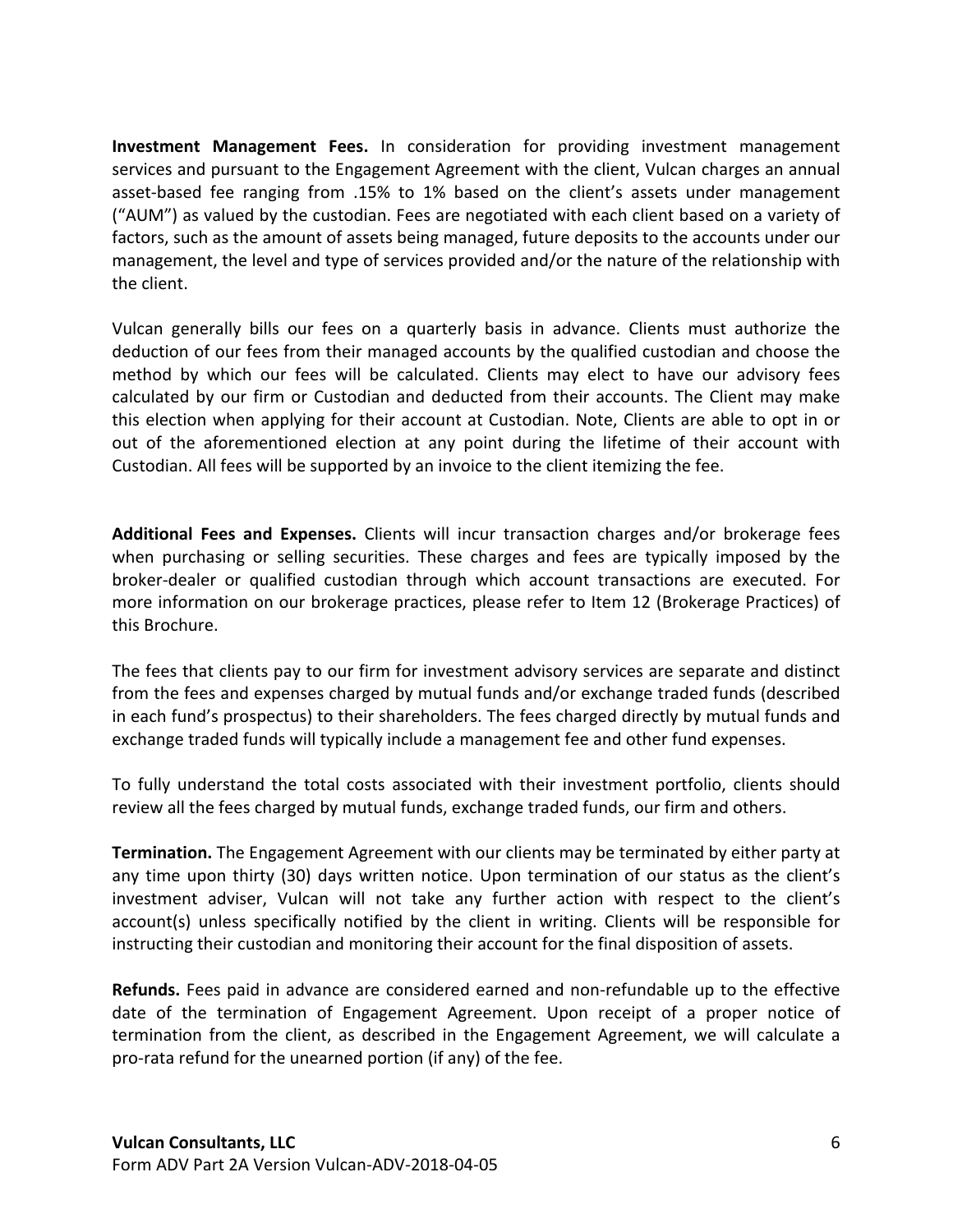**Investment Management Fees.** In consideration for providing investment management services and pursuant to the Engagement Agreement with the client, Vulcan charges an annual asset-based fee ranging from .15% to 1% based on the client's assets under management ("AUM") as valued by the custodian. Fees are negotiated with each client based on a variety of factors, such as the amount of assets being managed, future deposits to the accounts under our management, the level and type of services provided and/or the nature of the relationship with the client.

Vulcan generally bills our fees on a quarterly basis in advance. Clients must authorize the deduction of our fees from their managed accounts by the qualified custodian and choose the method by which our fees will be calculated. Clients may elect to have our advisory fees calculated by our firm or Custodian and deducted from their accounts. The Client may make this election when applying for their account at Custodian. Note, Clients are able to opt in or out of the aforementioned election at any point during the lifetime of their account with Custodian. All fees will be supported by an invoice to the client itemizing the fee.

**Additional Fees and Expenses.** Clients will incur transaction charges and/or brokerage fees when purchasing or selling securities. These charges and fees are typically imposed by the broker-dealer or qualified custodian through which account transactions are executed. For more information on our brokerage practices, please refer to Item 12 (Brokerage Practices) of this Brochure.

The fees that clients pay to our firm for investment advisory services are separate and distinct from the fees and expenses charged by mutual funds and/or exchange traded funds (described in each fund's prospectus) to their shareholders. The fees charged directly by mutual funds and exchange traded funds will typically include a management fee and other fund expenses.

To fully understand the total costs associated with their investment portfolio, clients should review all the fees charged by mutual funds, exchange traded funds, our firm and others.

**Termination.** The Engagement Agreement with our clients may be terminated by either party at any time upon thirty (30) days written notice. Upon termination of our status as the client's investment adviser, Vulcan will not take any further action with respect to the client's account(s) unless specifically notified by the client in writing. Clients will be responsible for instructing their custodian and monitoring their account for the final disposition of assets.

**Refunds.** Fees paid in advance are considered earned and non-refundable up to the effective date of the termination of Engagement Agreement. Upon receipt of a proper notice of termination from the client, as described in the Engagement Agreement, we will calculate a pro-rata refund for the unearned portion (if any) of the fee.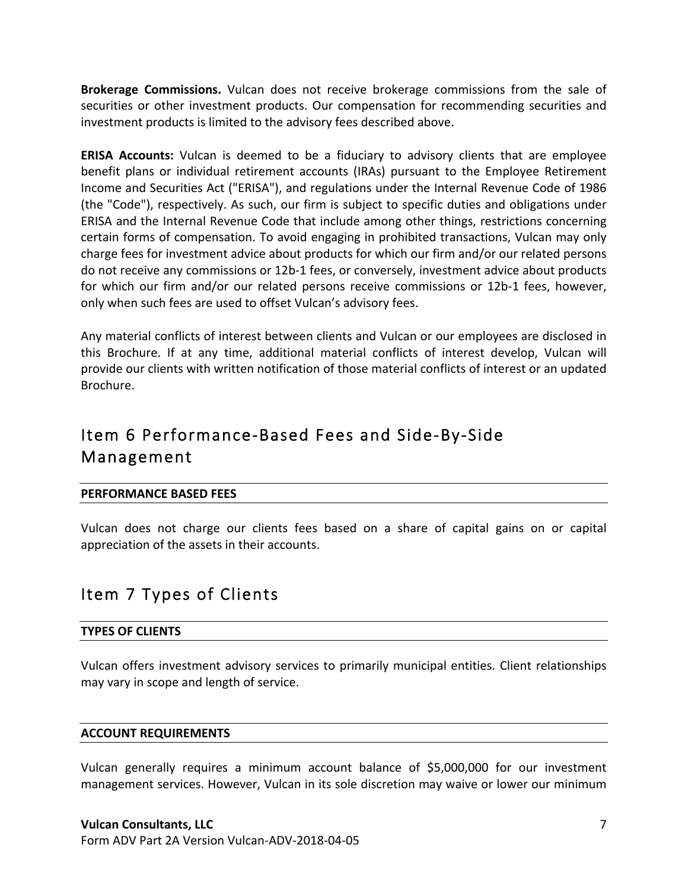**Brokerage Commissions.** Vulcan does not receive brokerage commissions from the sale of securities or other investment products. Our compensation for recommending securities and investment products is limited to the advisory fees described above.

**ERISA Accounts:** Vulcan is deemed to be a fiduciary to advisory clients that are employee benefit plans or individual retirement accounts (IRAs) pursuant to the Employee Retirement Income and Securities Act ("ERISA"), and regulations under the Internal Revenue Code of 1986 (the "Code"), respectively. As such, our firm is subject to specific duties and obligations under ERISA and the Internal Revenue Code that include among other things, restrictions concerning certain forms of compensation. To avoid engaging in prohibited transactions, Vulcan may only charge fees for investment advice about products for which our firm and/or our related persons do not receive any commissions or 12b-1 fees, or conversely, investment advice about products for which our firm and/or our related persons receive commissions or 12b-1 fees, however, only when such fees are used to offset Vulcan's advisory fees.

Any material conflicts of interest between clients and Vulcan or our employees are disclosed in this Brochure. If at any time, additional material conflicts of interest develop, Vulcan will provide our clients with written notification of those material conflicts of interest or an updated Brochure.

# Item 6 Performance-Based Fees and Side-By-Side Management

### PERFORMANCE BASED FEES

Vulcan does not charge our clients fees based on a share of capital gains on or capital appreciation of the assets in their accounts.

# Item 7 Types of Clients

### TYPES OF CLIENTS

Vulcan offers investment advisory services to primarily municipal entities. Client relationships may vary in scope and length of service.

### ACCOUNT REQUIREMENTS

Vulcan generally requires a minimum account balance of $5,000,000 for our investment management services. However, Vulcan in its sole discretion may waive or lower our minimum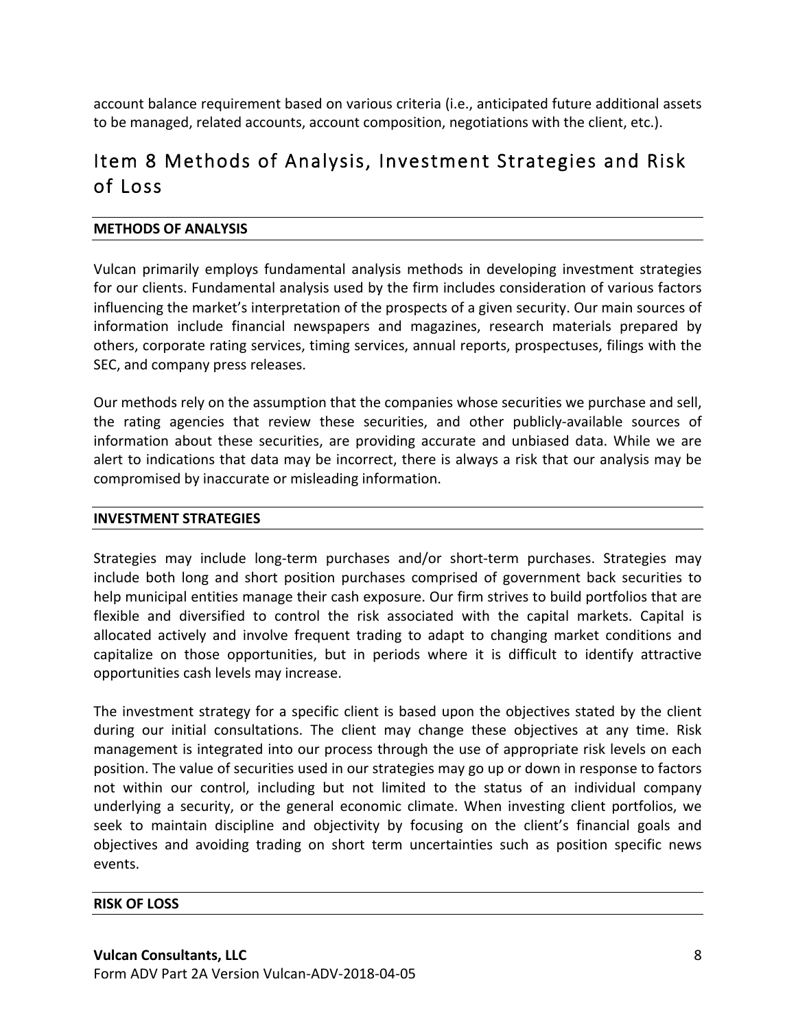account balance requirement based on various criteria (i.e., anticipated future additional assets to be managed, related accounts, account composition, negotiations with the client, etc.).

# Item 8 Methods of Analysis, Investment Strategies and Risk of Loss

**METHODS OF ANALYSIS**

Vulcan primarily employs fundamental analysis methods in developing investment strategies for our clients. Fundamental analysis used by the firm includes consideration of various factors influencing the market's interpretation of the prospects of a given security. Our main sources of information include financial newspapers and magazines, research materials prepared by others, corporate rating services, timing services, annual reports, prospectuses, filings with the SEC, and company press releases.

Our methods rely on the assumption that the companies whose securities we purchase and sell, the rating agencies that review these securities, and other publicly-available sources of information about these securities, are providing accurate and unbiased data. While we are alert to indications that data may be incorrect, there is always a risk that our analysis may be compromised by inaccurate or misleading information.

**INVESTMENT STRATEGIES**

Strategies may include long-term purchases and/or short-term purchases. Strategies may include both long and short position purchases comprised of government back securities to help municipal entities manage their cash exposure. Our firm strives to build portfolios that are flexible and diversified to control the risk associated with the capital markets. Capital is allocated actively and involve frequent trading to adapt to changing market conditions and capitalize on those opportunities, but in periods where it is difficult to identify attractive opportunities cash levels may increase.

The investment strategy for a specific client is based upon the objectives stated by the client during our initial consultations. The client may change these objectives at any time. Risk management is integrated into our process through the use of appropriate risk levels on each position. The value of securities used in our strategies may go up or down in response to factors not within our control, including but not limited to the status of an individual company underlying a security, or the general economic climate. When investing client portfolios, we seek to maintain discipline and objectivity by focusing on the client's financial goals and objectives and avoiding trading on short term uncertainties such as position specific news events.

**RISK OF LOSS**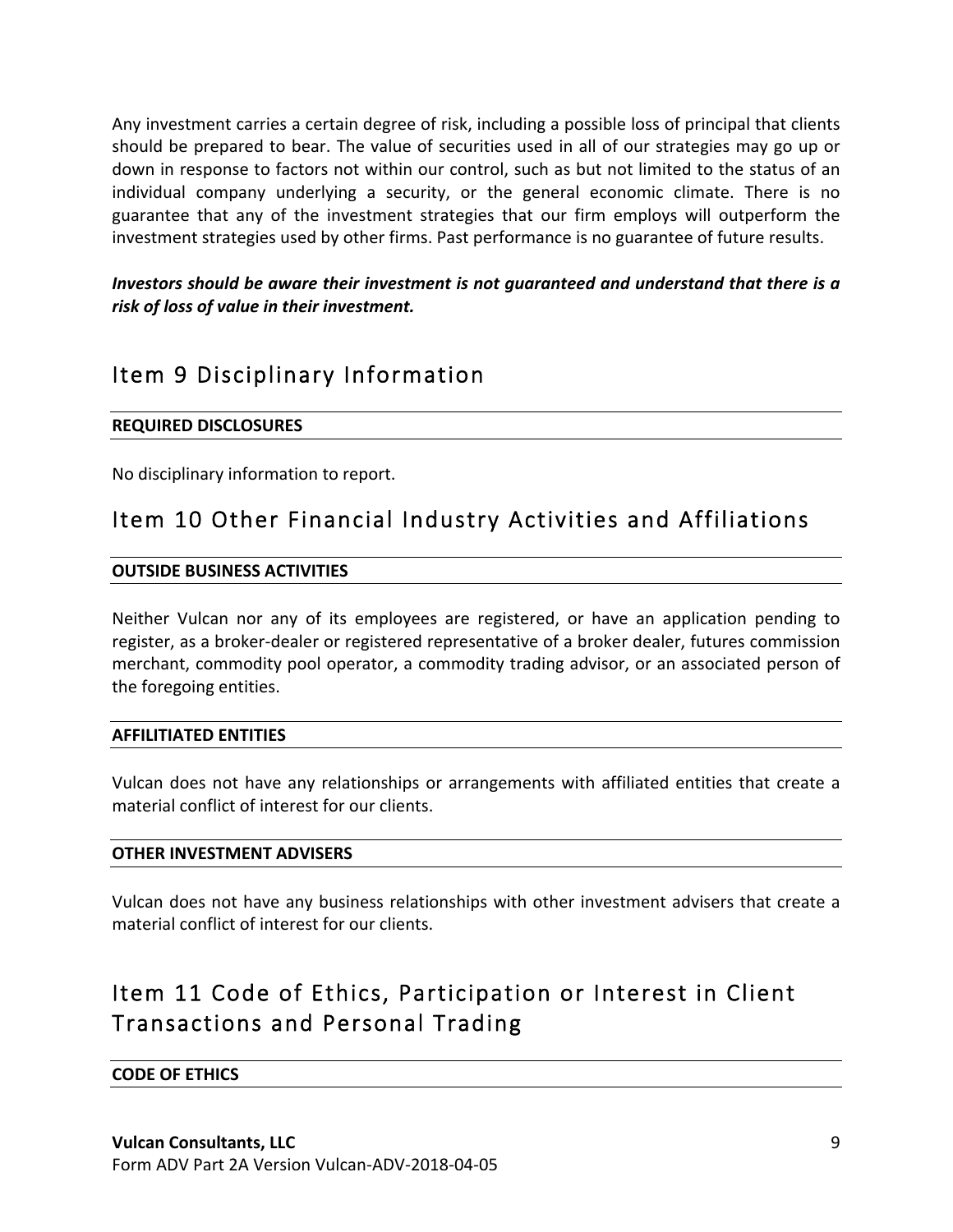Any investment carries a certain degree of risk, including a possible loss of principal that clients should be prepared to bear. The value of securities used in all of our strategies may go up or down in response to factors not within our control, such as but not limited to the status of an individual company underlying a security, or the general economic climate. There is no guarantee that any of the investment strategies that our firm employs will outperform the investment strategies used by other firms. Past performance is no guarantee of future results.

***Investors should be aware their investment is not guaranteed and understand that there is a risk of loss of value in their investment.***

## Item 9 Disciplinary Information

**REQUIRED DISCLOSURES**

No disciplinary information to report.

## Item 10 Other Financial Industry Activities and Affiliations

**OUTSIDE BUSINESS ACTIVITIES**

Neither Vulcan nor any of its employees are registered, or have an application pending to register, as a broker-dealer or registered representative of a broker dealer, futures commission merchant, commodity pool operator, a commodity trading advisor, or an associated person of the foregoing entities.

**AFFILITIATED ENTITIES**

Vulcan does not have any relationships or arrangements with affiliated entities that create a material conflict of interest for our clients.

**OTHER INVESTMENT ADVISERS**

Vulcan does not have any business relationships with other investment advisers that create a material conflict of interest for our clients.

## Item 11 Code of Ethics, Participation or Interest in Client Transactions and Personal Trading

**CODE OF ETHICS**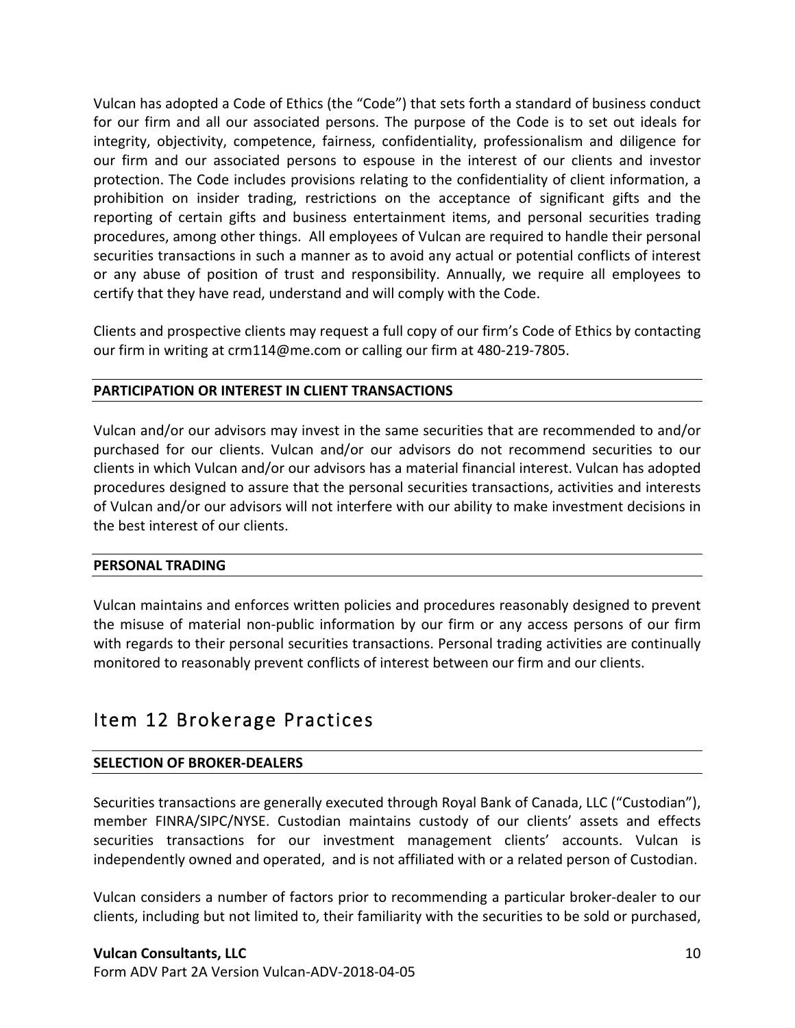Vulcan has adopted a Code of Ethics (the "Code") that sets forth a standard of business conduct for our firm and all our associated persons. The purpose of the Code is to set out ideals for integrity, objectivity, competence, fairness, confidentiality, professionalism and diligence for our firm and our associated persons to espouse in the interest of our clients and investor protection. The Code includes provisions relating to the confidentiality of client information, a prohibition on insider trading, restrictions on the acceptance of significant gifts and the reporting of certain gifts and business entertainment items, and personal securities trading procedures, among other things. All employees of Vulcan are required to handle their personal securities transactions in such a manner as to avoid any actual or potential conflicts of interest or any abuse of position of trust and responsibility. Annually, we require all employees to certify that they have read, understand and will comply with the Code.

Clients and prospective clients may request a full copy of our firm's Code of Ethics by contacting our firm in writing at crm114@me.com or calling our firm at 480-219-7805.

**PARTICIPATION OR INTEREST IN CLIENT TRANSACTIONS**

Vulcan and/or our advisors may invest in the same securities that are recommended to and/or purchased for our clients. Vulcan and/or our advisors do not recommend securities to our clients in which Vulcan and/or our advisors has a material financial interest. Vulcan has adopted procedures designed to assure that the personal securities transactions, activities and interests of Vulcan and/or our advisors will not interfere with our ability to make investment decisions in the best interest of our clients.

**PERSONAL TRADING**

Vulcan maintains and enforces written policies and procedures reasonably designed to prevent the misuse of material non-public information by our firm or any access persons of our firm with regards to their personal securities transactions. Personal trading activities are continually monitored to reasonably prevent conflicts of interest between our firm and our clients.

## Item 12 Brokerage Practices

**SELECTION OF BROKER-DEALERS**

Securities transactions are generally executed through Royal Bank of Canada, LLC ("Custodian"), member FINRA/SIPC/NYSE. Custodian maintains custody of our clients' assets and effects securities transactions for our investment management clients' accounts. Vulcan is independently owned and operated, and is not affiliated with or a related person of Custodian.

Vulcan considers a number of factors prior to recommending a particular broker-dealer to our clients, including but not limited to, their familiarity with the securities to be sold or purchased,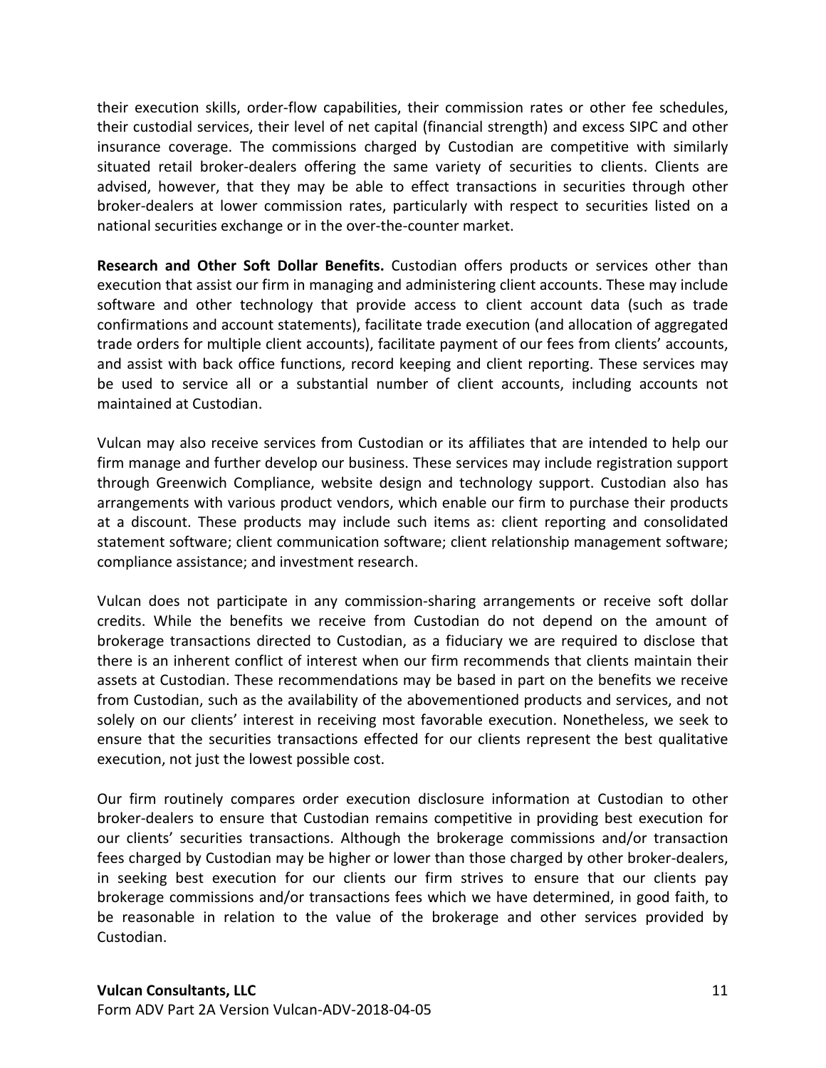their execution skills, order-flow capabilities, their commission rates or other fee schedules, their custodial services, their level of net capital (financial strength) and excess SIPC and other insurance coverage. The commissions charged by Custodian are competitive with similarly situated retail broker-dealers offering the same variety of securities to clients. Clients are advised, however, that they may be able to effect transactions in securities through other broker-dealers at lower commission rates, particularly with respect to securities listed on a national securities exchange or in the over-the-counter market.

**Research and Other Soft Dollar Benefits.** Custodian offers products or services other than execution that assist our firm in managing and administering client accounts. These may include software and other technology that provide access to client account data (such as trade confirmations and account statements), facilitate trade execution (and allocation of aggregated trade orders for multiple client accounts), facilitate payment of our fees from clients' accounts, and assist with back office functions, record keeping and client reporting. These services may be used to service all or a substantial number of client accounts, including accounts not maintained at Custodian.

Vulcan may also receive services from Custodian or its affiliates that are intended to help our firm manage and further develop our business. These services may include registration support through Greenwich Compliance, website design and technology support. Custodian also has arrangements with various product vendors, which enable our firm to purchase their products at a discount. These products may include such items as: client reporting and consolidated statement software; client communication software; client relationship management software; compliance assistance; and investment research.

Vulcan does not participate in any commission-sharing arrangements or receive soft dollar credits. While the benefits we receive from Custodian do not depend on the amount of brokerage transactions directed to Custodian, as a fiduciary we are required to disclose that there is an inherent conflict of interest when our firm recommends that clients maintain their assets at Custodian. These recommendations may be based in part on the benefits we receive from Custodian, such as the availability of the abovementioned products and services, and not solely on our clients' interest in receiving most favorable execution. Nonetheless, we seek to ensure that the securities transactions effected for our clients represent the best qualitative execution, not just the lowest possible cost.

Our firm routinely compares order execution disclosure information at Custodian to other broker-dealers to ensure that Custodian remains competitive in providing best execution for our clients' securities transactions. Although the brokerage commissions and/or transaction fees charged by Custodian may be higher or lower than those charged by other broker-dealers, in seeking best execution for our clients our firm strives to ensure that our clients pay brokerage commissions and/or transactions fees which we have determined, in good faith, to be reasonable in relation to the value of the brokerage and other services provided by Custodian.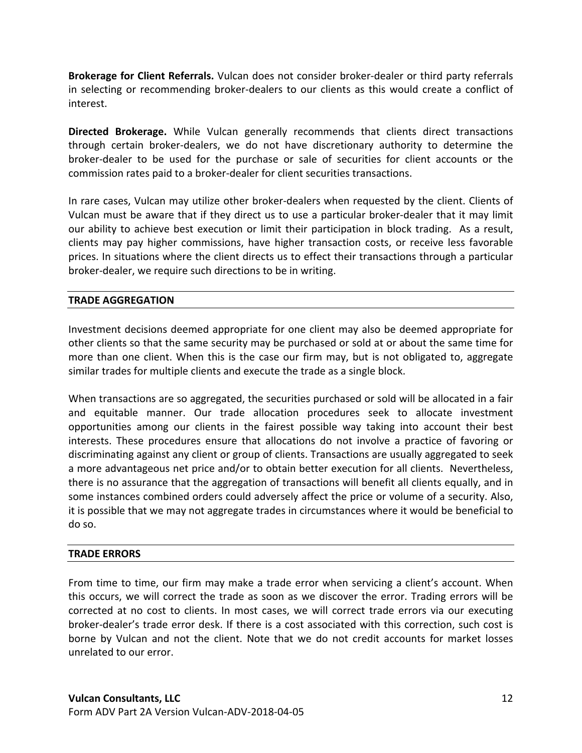**Brokerage for Client Referrals.** Vulcan does not consider broker-dealer or third party referrals in selecting or recommending broker-dealers to our clients as this would create a conflict of interest.

**Directed Brokerage.** While Vulcan generally recommends that clients direct transactions through certain broker-dealers, we do not have discretionary authority to determine the broker-dealer to be used for the purchase or sale of securities for client accounts or the commission rates paid to a broker-dealer for client securities transactions.

In rare cases, Vulcan may utilize other broker-dealers when requested by the client. Clients of Vulcan must be aware that if they direct us to use a particular broker-dealer that it may limit our ability to achieve best execution or limit their participation in block trading. As a result, clients may pay higher commissions, have higher transaction costs, or receive less favorable prices. In situations where the client directs us to effect their transactions through a particular broker-dealer, we require such directions to be in writing.

## TRADE AGGREGATION

Investment decisions deemed appropriate for one client may also be deemed appropriate for other clients so that the same security may be purchased or sold at or about the same time for more than one client. When this is the case our firm may, but is not obligated to, aggregate similar trades for multiple clients and execute the trade as a single block.

When transactions are so aggregated, the securities purchased or sold will be allocated in a fair and equitable manner. Our trade allocation procedures seek to allocate investment opportunities among our clients in the fairest possible way taking into account their best interests. These procedures ensure that allocations do not involve a practice of favoring or discriminating against any client or group of clients. Transactions are usually aggregated to seek a more advantageous net price and/or to obtain better execution for all clients. Nevertheless, there is no assurance that the aggregation of transactions will benefit all clients equally, and in some instances combined orders could adversely affect the price or volume of a security. Also, it is possible that we may not aggregate trades in circumstances where it would be beneficial to do so.

## TRADE ERRORS

From time to time, our firm may make a trade error when servicing a client's account. When this occurs, we will correct the trade as soon as we discover the error. Trading errors will be corrected at no cost to clients. In most cases, we will correct trade errors via our executing broker-dealer's trade error desk. If there is a cost associated with this correction, such cost is borne by Vulcan and not the client. Note that we do not credit accounts for market losses unrelated to our error.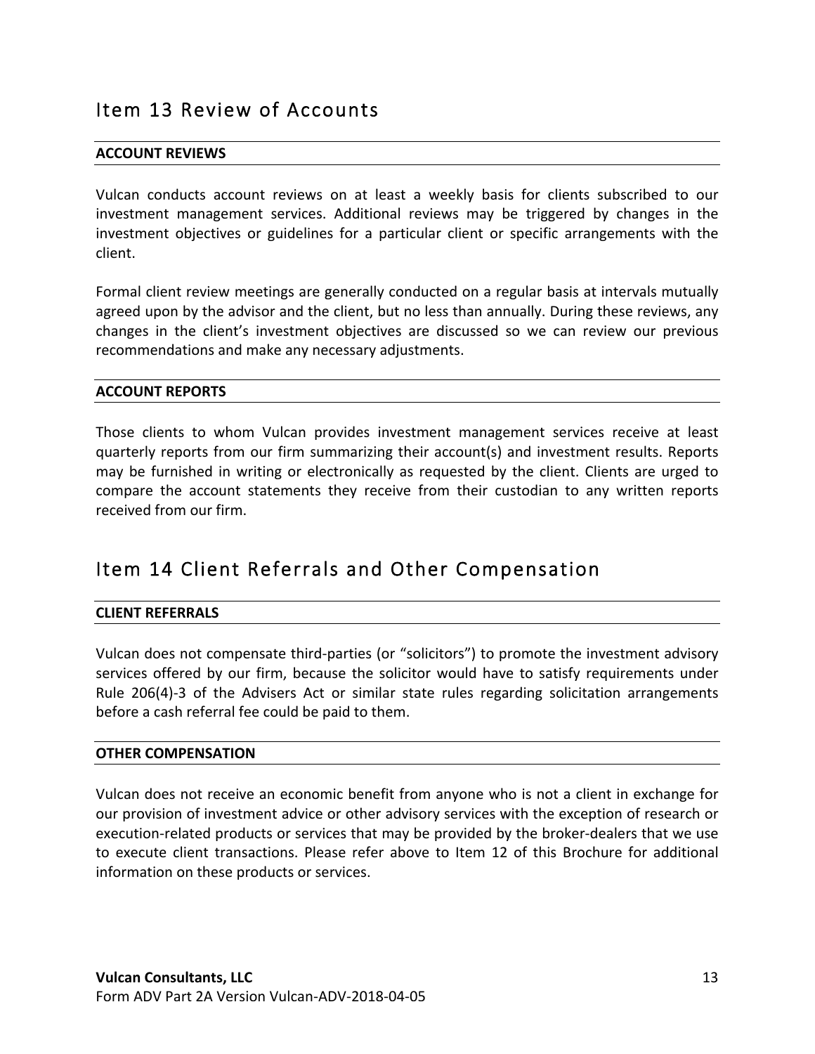# Item 13 Review of Accounts

### ACCOUNT REVIEWS

Vulcan conducts account reviews on at least a weekly basis for clients subscribed to our investment management services. Additional reviews may be triggered by changes in the investment objectives or guidelines for a particular client or specific arrangements with the client.

Formal client review meetings are generally conducted on a regular basis at intervals mutually agreed upon by the advisor and the client, but no less than annually. During these reviews, any changes in the client's investment objectives are discussed so we can review our previous recommendations and make any necessary adjustments.

### ACCOUNT REPORTS

Those clients to whom Vulcan provides investment management services receive at least quarterly reports from our firm summarizing their account(s) and investment results. Reports may be furnished in writing or electronically as requested by the client. Clients are urged to compare the account statements they receive from their custodian to any written reports received from our firm.

# Item 14 Client Referrals and Other Compensation

### CLIENT REFERRALS

Vulcan does not compensate third-parties (or "solicitors") to promote the investment advisory services offered by our firm, because the solicitor would have to satisfy requirements under Rule 206(4)-3 of the Advisers Act or similar state rules regarding solicitation arrangements before a cash referral fee could be paid to them.

### OTHER COMPENSATION

Vulcan does not receive an economic benefit from anyone who is not a client in exchange for our provision of investment advice or other advisory services with the exception of research or execution-related products or services that may be provided by the broker-dealers that we use to execute client transactions. Please refer above to Item 12 of this Brochure for additional information on these products or services.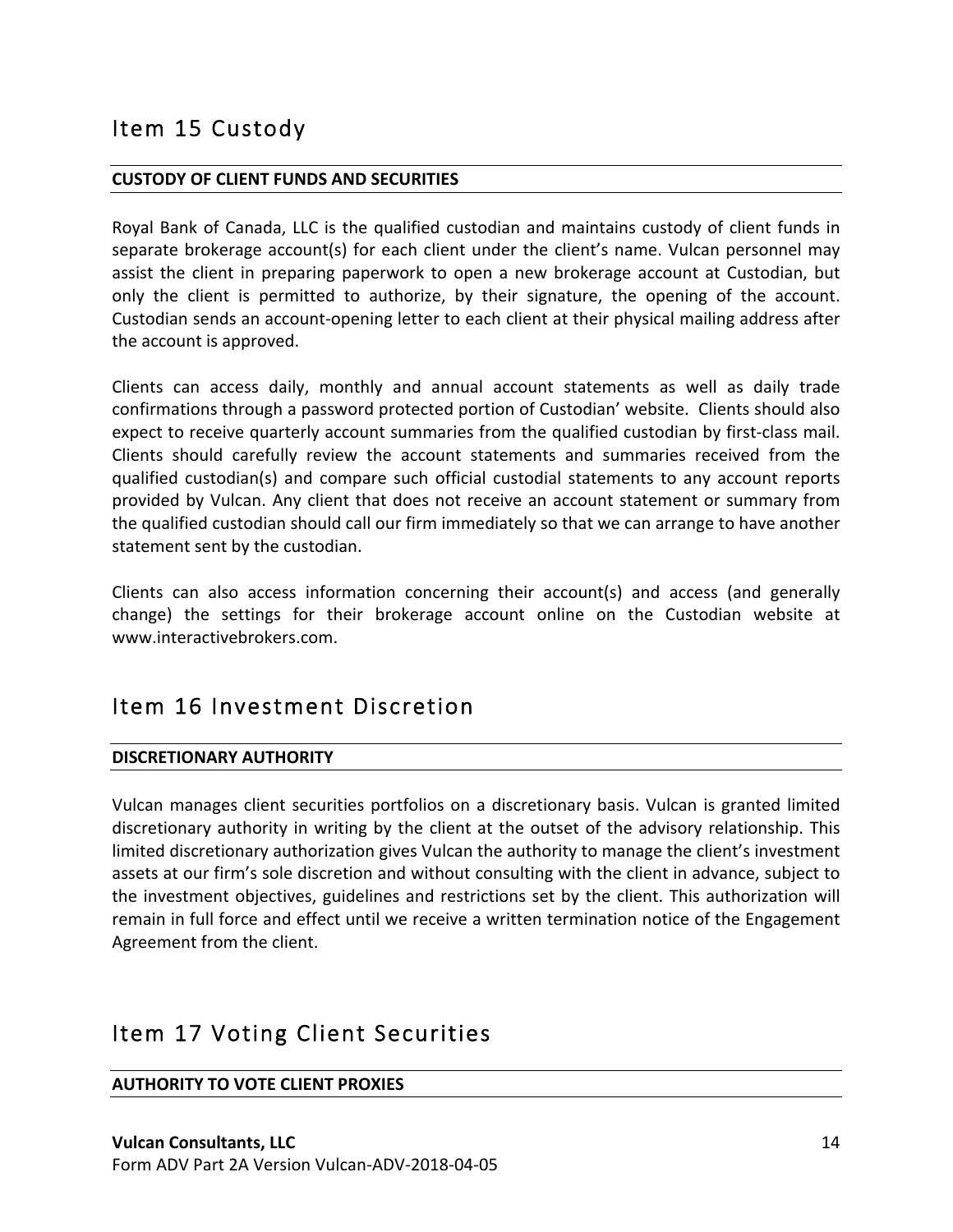# Item 15 Custody

**CUSTODY OF CLIENT FUNDS AND SECURITIES**

Royal Bank of Canada, LLC is the qualified custodian and maintains custody of client funds in separate brokerage account(s) for each client under the client's name. Vulcan personnel may assist the client in preparing paperwork to open a new brokerage account at Custodian, but only the client is permitted to authorize, by their signature, the opening of the account. Custodian sends an account-opening letter to each client at their physical mailing address after the account is approved.

Clients can access daily, monthly and annual account statements as well as daily trade confirmations through a password protected portion of Custodian' website. Clients should also expect to receive quarterly account summaries from the qualified custodian by first-class mail. Clients should carefully review the account statements and summaries received from the qualified custodian(s) and compare such official custodial statements to any account reports provided by Vulcan. Any client that does not receive an account statement or summary from the qualified custodian should call our firm immediately so that we can arrange to have another statement sent by the custodian.

Clients can also access information concerning their account(s) and access (and generally change) the settings for their brokerage account online on the Custodian website at www.interactivebrokers.com.

# Item 16 Investment Discretion

**DISCRETIONARY AUTHORITY**

Vulcan manages client securities portfolios on a discretionary basis. Vulcan is granted limited discretionary authority in writing by the client at the outset of the advisory relationship. This limited discretionary authorization gives Vulcan the authority to manage the client's investment assets at our firm's sole discretion and without consulting with the client in advance, subject to the investment objectives, guidelines and restrictions set by the client. This authorization will remain in full force and effect until we receive a written termination notice of the Engagement Agreement from the client.

# Item 17 Voting Client Securities

**AUTHORITY TO VOTE CLIENT PROXIES**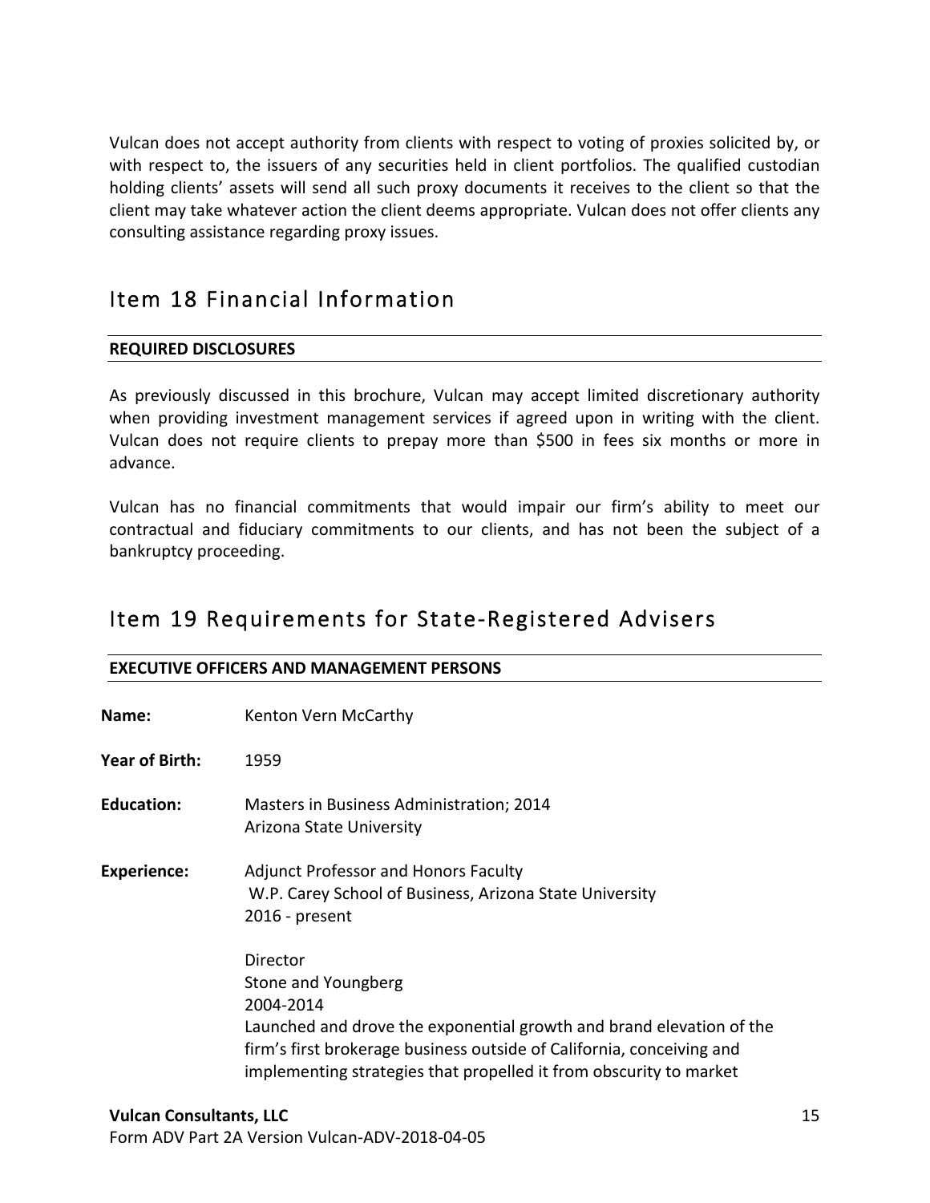Vulcan does not accept authority from clients with respect to voting of proxies solicited by, or with respect to, the issuers of any securities held in client portfolios. The qualified custodian holding clients' assets will send all such proxy documents it receives to the client so that the client may take whatever action the client deems appropriate. Vulcan does not offer clients any consulting assistance regarding proxy issues.

# Item 18 Financial Information

**REQUIRED DISCLOSURES**

As previously discussed in this brochure, Vulcan may accept limited discretionary authority when providing investment management services if agreed upon in writing with the client. Vulcan does not require clients to prepay more than $500 in fees six months or more in advance.

Vulcan has no financial commitments that would impair our firm's ability to meet our contractual and fiduciary commitments to our clients, and has not been the subject of a bankruptcy proceeding.

# Item 19 Requirements for State-Registered Advisers

**EXECUTIVE OFFICERS AND MANAGEMENT PERSONS**

**Name:** Kenton Vern McCarthy

**Year of Birth:** 1959

**Education:** Masters in Business Administration; 2014
Arizona State University

**Experience:** Adjunct Professor and Honors Faculty
W.P. Carey School of Business, Arizona State University
2016 - present

Director
Stone and Youngberg
2004-2014
Launched and drove the exponential growth and brand elevation of the firm's first brokerage business outside of California, conceiving and implementing strategies that propelled it from obscurity to market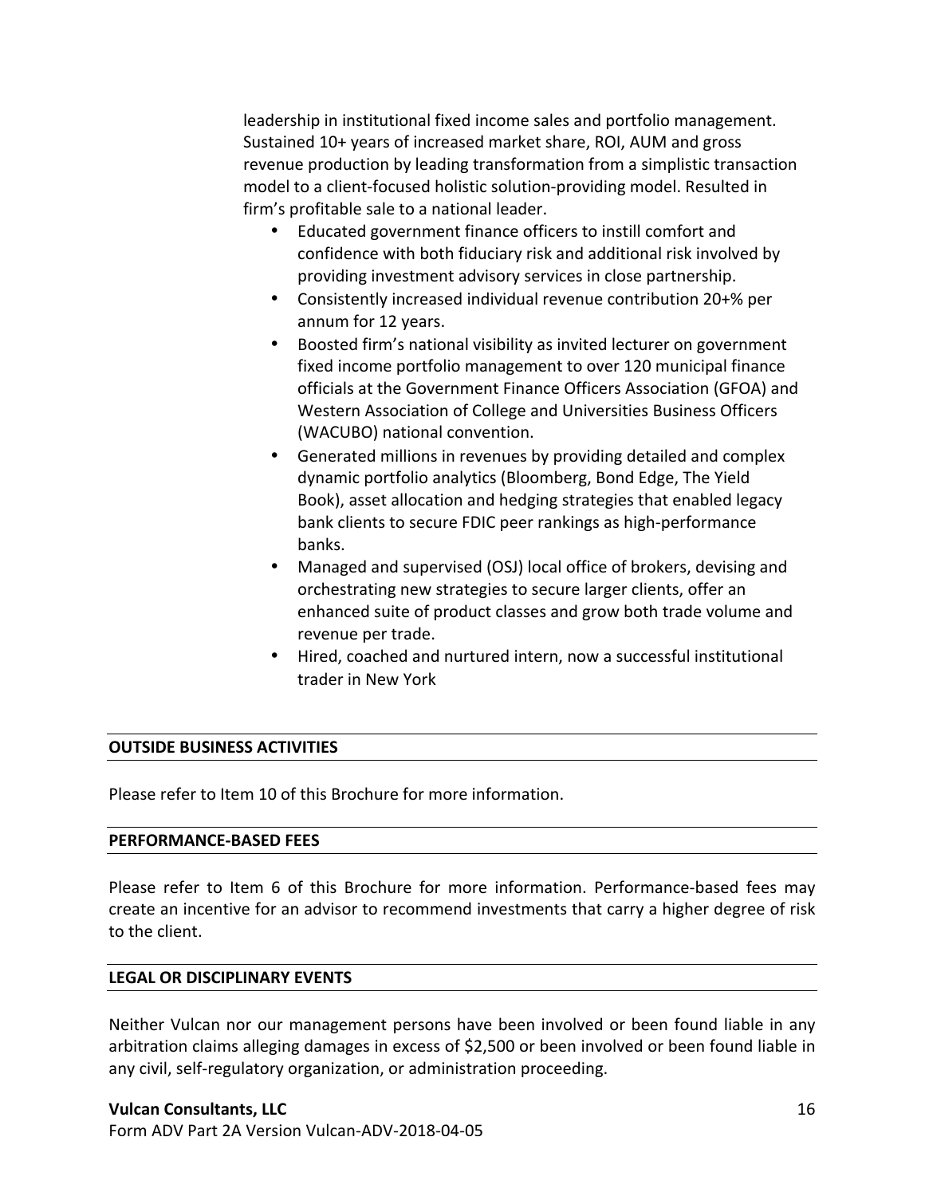leadership in institutional fixed income sales and portfolio management. Sustained 10+ years of increased market share, ROI, AUM and gross revenue production by leading transformation from a simplistic transaction model to a client-focused holistic solution-providing model. Resulted in firm's profitable sale to a national leader.

- Educated government finance officers to instill comfort and confidence with both fiduciary risk and additional risk involved by providing investment advisory services in close partnership.
- Consistently increased individual revenue contribution 20+% per annum for 12 years.
- Boosted firm's national visibility as invited lecturer on government fixed income portfolio management to over 120 municipal finance officials at the Government Finance Officers Association (GFOA) and Western Association of College and Universities Business Officers (WACUBO) national convention.
- Generated millions in revenues by providing detailed and complex dynamic portfolio analytics (Bloomberg, Bond Edge, The Yield Book), asset allocation and hedging strategies that enabled legacy bank clients to secure FDIC peer rankings as high-performance banks.
- Managed and supervised (OSJ) local office of brokers, devising and orchestrating new strategies to secure larger clients, offer an enhanced suite of product classes and grow both trade volume and revenue per trade.
- Hired, coached and nurtured intern, now a successful institutional trader in New York

**OUTSIDE BUSINESS ACTIVITIES**

Please refer to Item 10 of this Brochure for more information.

**PERFORMANCE-BASED FEES**

Please refer to Item 6 of this Brochure for more information. Performance-based fees may create an incentive for an advisor to recommend investments that carry a higher degree of risk to the client.

**LEGAL OR DISCIPLINARY EVENTS**

Neither Vulcan nor our management persons have been involved or been found liable in any arbitration claims alleging damages in excess of $2,500 or been involved or been found liable in any civil, self-regulatory organization, or administration proceeding.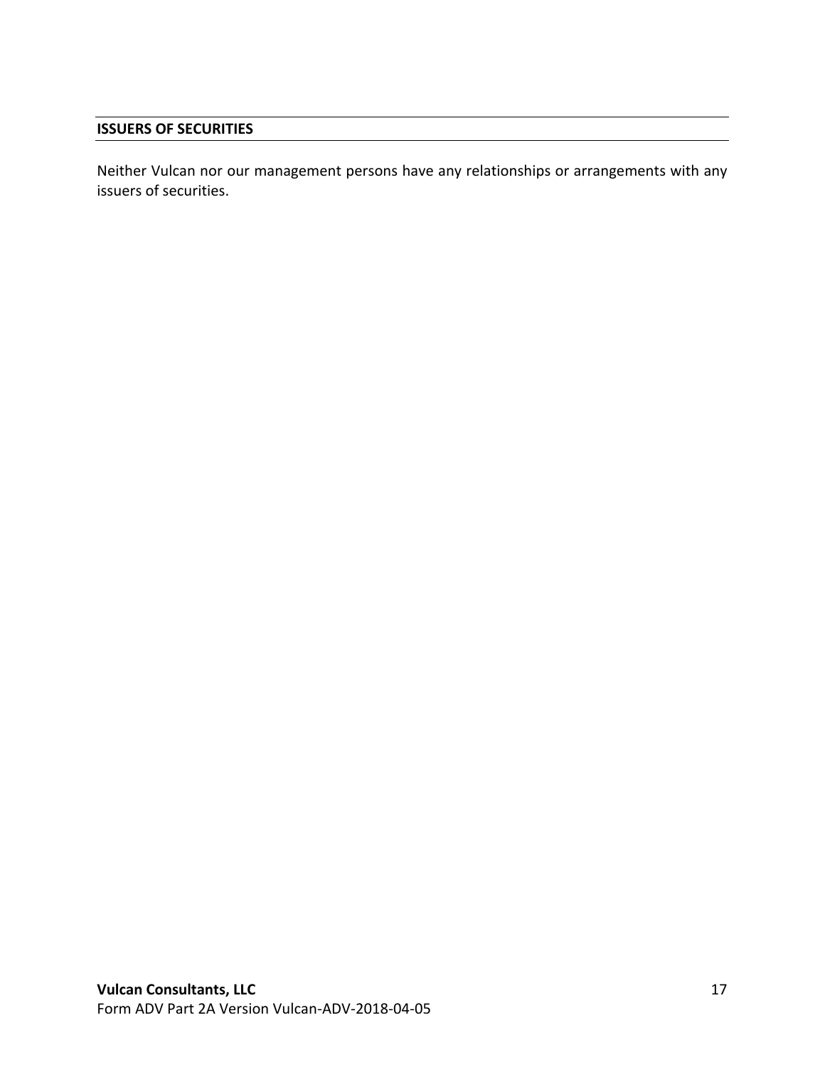## ISSUERS OF SECURITIES

Neither Vulcan nor our management persons have any relationships or arrangements with any issuers of securities.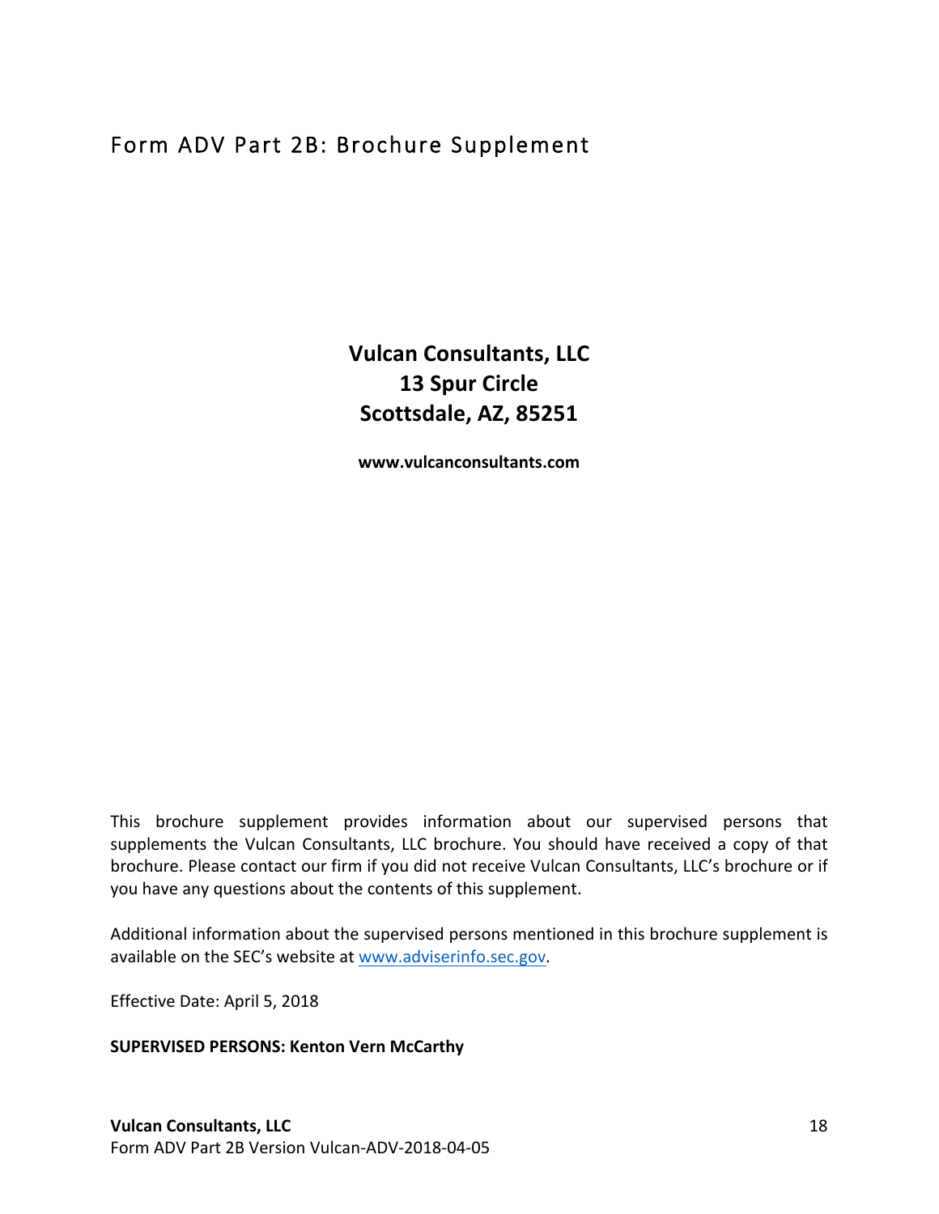# Form ADV Part 2B: Brochure Supplement

**Vulcan Consultants, LLC**
**13 Spur Circle**
**Scottsdale, AZ, 85251**

**www.vulcanconsultants.com**

This brochure supplement provides information about our supervised persons that supplements the Vulcan Consultants, LLC brochure. You should have received a copy of that brochure. Please contact our firm if you did not receive Vulcan Consultants, LLC's brochure or if you have any questions about the contents of this supplement.

Additional information about the supervised persons mentioned in this brochure supplement is available on the SEC's website at [www.adviserinfo.sec.gov](http://www.adviserinfo.sec.gov).

Effective Date: April 5, 2018

**SUPERVISED PERSONS: Kenton Vern McCarthy**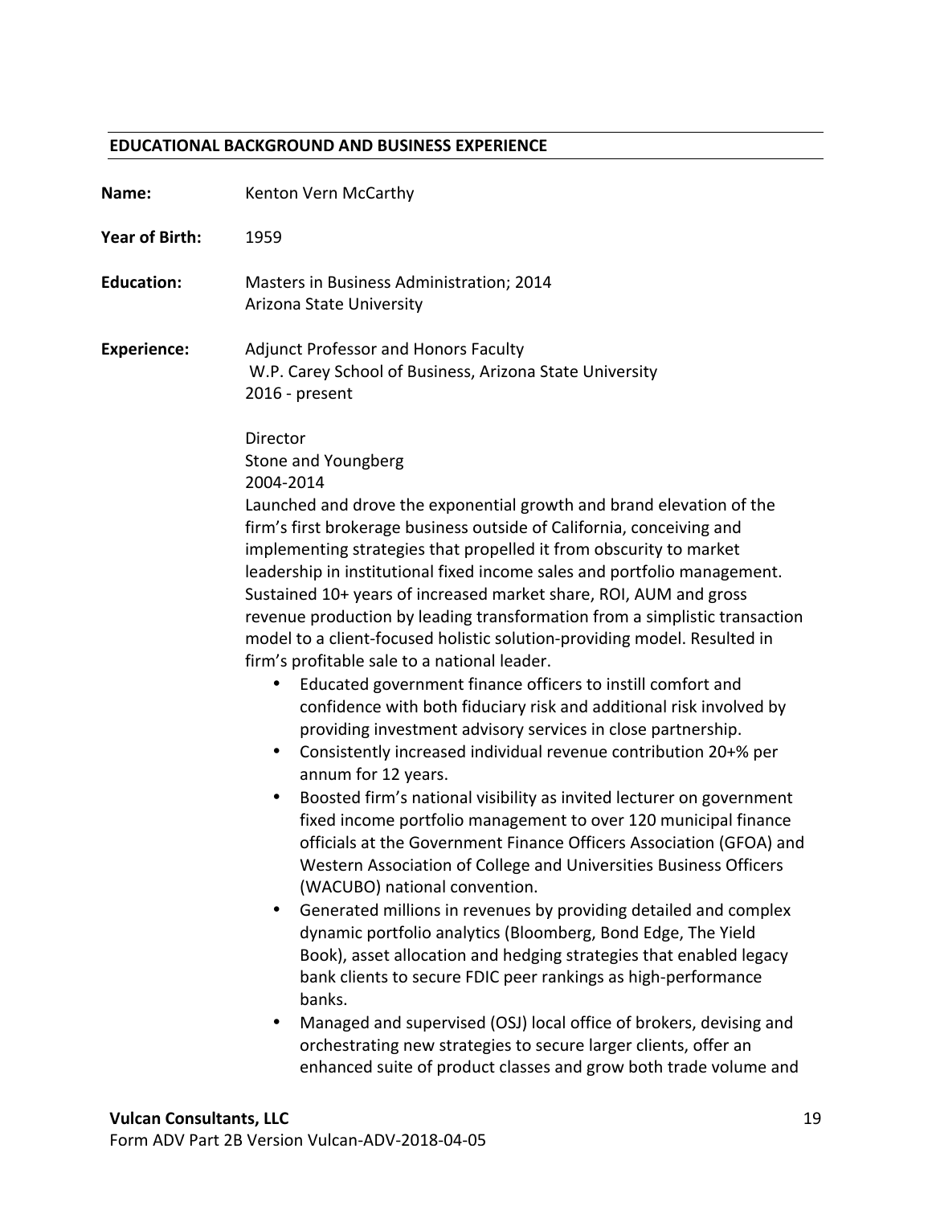## EDUCATIONAL BACKGROUND AND BUSINESS EXPERIENCE

**Name:** Kenton Vern McCarthy

**Year of Birth:** 1959

**Education:** Masters in Business Administration; 2014
Arizona State University

**Experience:** Adjunct Professor and Honors Faculty
W.P. Carey School of Business, Arizona State University
2016 - present

Director
Stone and Youngberg
2004-2014
Launched and drove the exponential growth and brand elevation of the firm's first brokerage business outside of California, conceiving and implementing strategies that propelled it from obscurity to market leadership in institutional fixed income sales and portfolio management. Sustained 10+ years of increased market share, ROI, AUM and gross revenue production by leading transformation from a simplistic transaction model to a client-focused holistic solution-providing model. Resulted in firm's profitable sale to a national leader.

- Educated government finance officers to instill comfort and confidence with both fiduciary risk and additional risk involved by providing investment advisory services in close partnership.
- Consistently increased individual revenue contribution 20+% per annum for 12 years.
- Boosted firm's national visibility as invited lecturer on government fixed income portfolio management to over 120 municipal finance officials at the Government Finance Officers Association (GFOA) and Western Association of College and Universities Business Officers (WACUBO) national convention.
- Generated millions in revenues by providing detailed and complex dynamic portfolio analytics (Bloomberg, Bond Edge, The Yield Book), asset allocation and hedging strategies that enabled legacy bank clients to secure FDIC peer rankings as high-performance banks.
- Managed and supervised (OSJ) local office of brokers, devising and orchestrating new strategies to secure larger clients, offer an enhanced suite of product classes and grow both trade volume and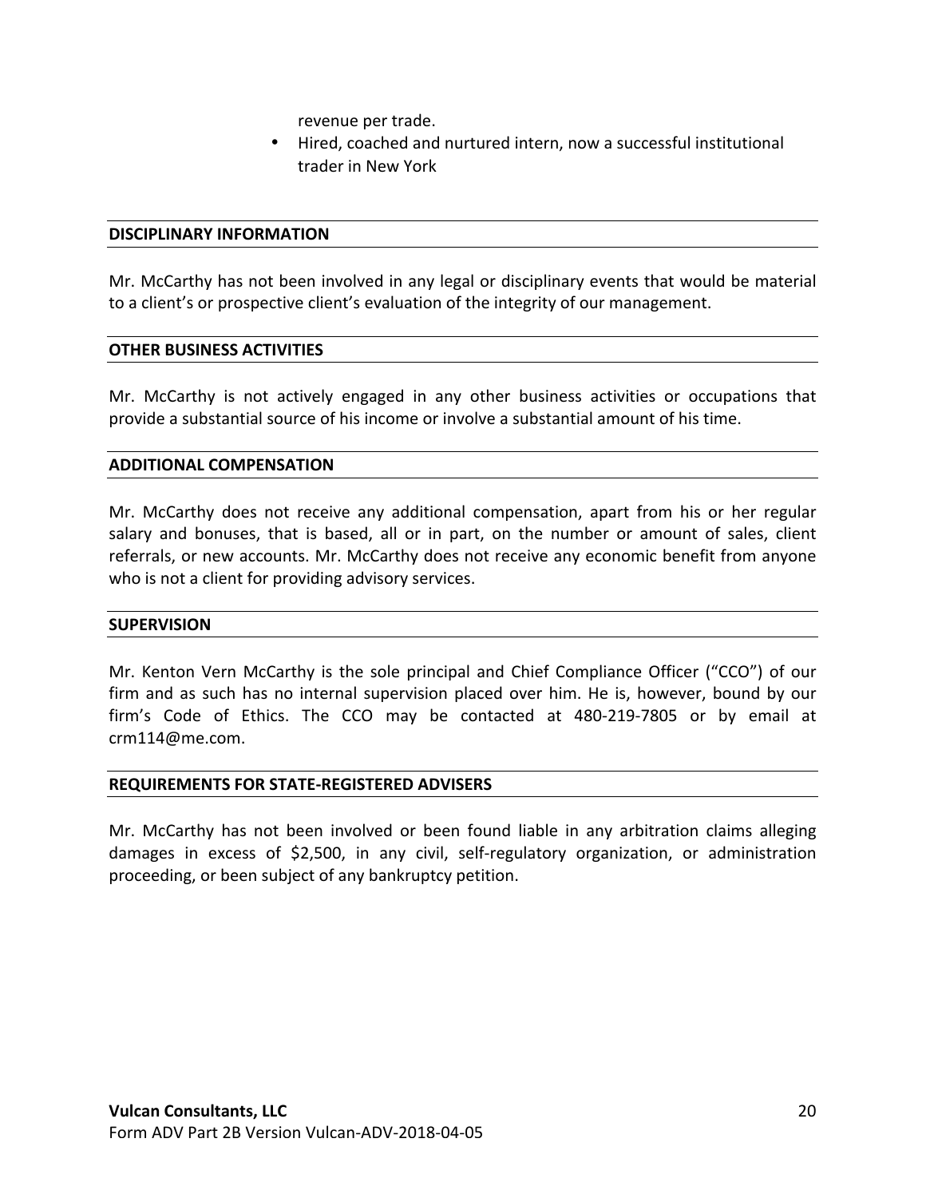revenue per trade.

- Hired, coached and nurtured intern, now a successful institutional trader in New York

## DISCIPLINARY INFORMATION

Mr. McCarthy has not been involved in any legal or disciplinary events that would be material to a client's or prospective client's evaluation of the integrity of our management.

## OTHER BUSINESS ACTIVITIES

Mr. McCarthy is not actively engaged in any other business activities or occupations that provide a substantial source of his income or involve a substantial amount of his time.

## ADDITIONAL COMPENSATION

Mr. McCarthy does not receive any additional compensation, apart from his or her regular salary and bonuses, that is based, all or in part, on the number or amount of sales, client referrals, or new accounts. Mr. McCarthy does not receive any economic benefit from anyone who is not a client for providing advisory services.

## SUPERVISION

Mr. Kenton Vern McCarthy is the sole principal and Chief Compliance Officer ("CCO") of our firm and as such has no internal supervision placed over him. He is, however, bound by our firm's Code of Ethics. The CCO may be contacted at 480-219-7805 or by email at crm114@me.com.

## REQUIREMENTS FOR STATE-REGISTERED ADVISERS

Mr. McCarthy has not been involved or been found liable in any arbitration claims alleging damages in excess of $2,500, in any civil, self-regulatory organization, or administration proceeding, or been subject of any bankruptcy petition.